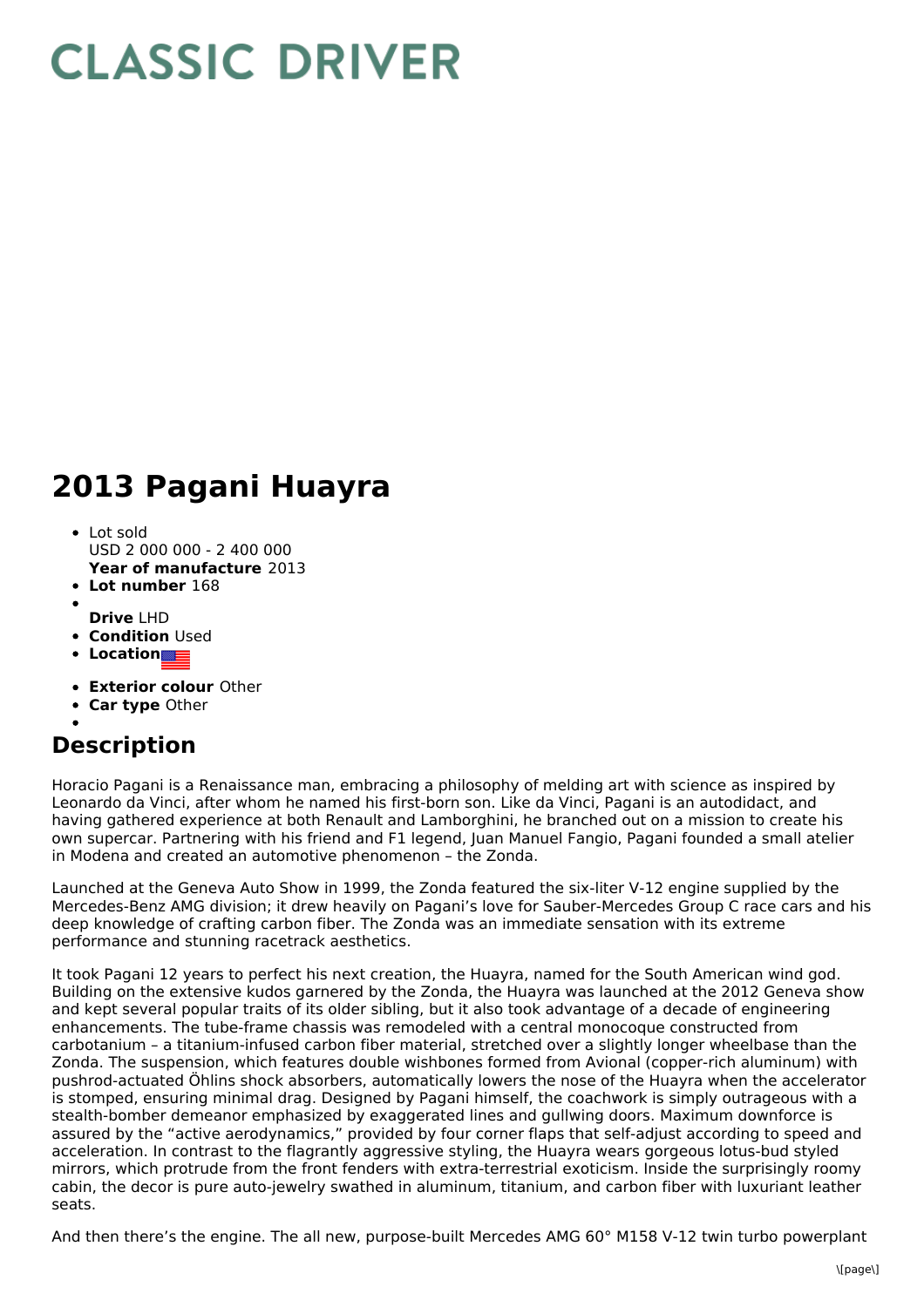# CLASSIC DRIVER

# 2013 Pagani Huayra

- Lot sold
  USD 2 000 000 - 2 400 000
  **Year of manufacture** 2013
- **Lot number** 168
- 
  **Drive** LHD
- **Condition** Used
- **Location**
- **Exterior colour** Other
- **Car type** Other
- 

## Description

Horacio Pagani is a Renaissance man, embracing a philosophy of melding art with science as inspired by Leonardo da Vinci, after whom he named his first-born son. Like da Vinci, Pagani is an autodidact, and having gathered experience at both Renault and Lamborghini, he branched out on a mission to create his own supercar. Partnering with his friend and F1 legend, Juan Manuel Fangio, Pagani founded a small atelier in Modena and created an automotive phenomenon – the Zonda.

Launched at the Geneva Auto Show in 1999, the Zonda featured the six-liter V-12 engine supplied by the Mercedes-Benz AMG division; it drew heavily on Pagani's love for Sauber-Mercedes Group C race cars and his deep knowledge of crafting carbon fiber. The Zonda was an immediate sensation with its extreme performance and stunning racetrack aesthetics.

It took Pagani 12 years to perfect his next creation, the Huayra, named for the South American wind god. Building on the extensive kudos garnered by the Zonda, the Huayra was launched at the 2012 Geneva show and kept several popular traits of its older sibling, but it also took advantage of a decade of engineering enhancements. The tube-frame chassis was remodeled with a central monocoque constructed from carbotanium – a titanium-infused carbon fiber material, stretched over a slightly longer wheelbase than the Zonda. The suspension, which features double wishbones formed from Avional (copper-rich aluminum) with pushrod-actuated Öhlins shock absorbers, automatically lowers the nose of the Huayra when the accelerator is stomped, ensuring minimal drag. Designed by Pagani himself, the coachwork is simply outrageous with a stealth-bomber demeanor emphasized by exaggerated lines and gullwing doors. Maximum downforce is assured by the "active aerodynamics," provided by four corner flaps that self-adjust according to speed and acceleration. In contrast to the flagrantly aggressive styling, the Huayra wears gorgeous lotus-bud styled mirrors, which protrude from the front fenders with extra-terrestrial exoticism. Inside the surprisingly roomy cabin, the decor is pure auto-jewelry swathed in aluminum, titanium, and carbon fiber with luxuriant leather seats.

And then there's the engine. The all new, purpose-built Mercedes AMG 60° M158 V-12 twin turbo powerplant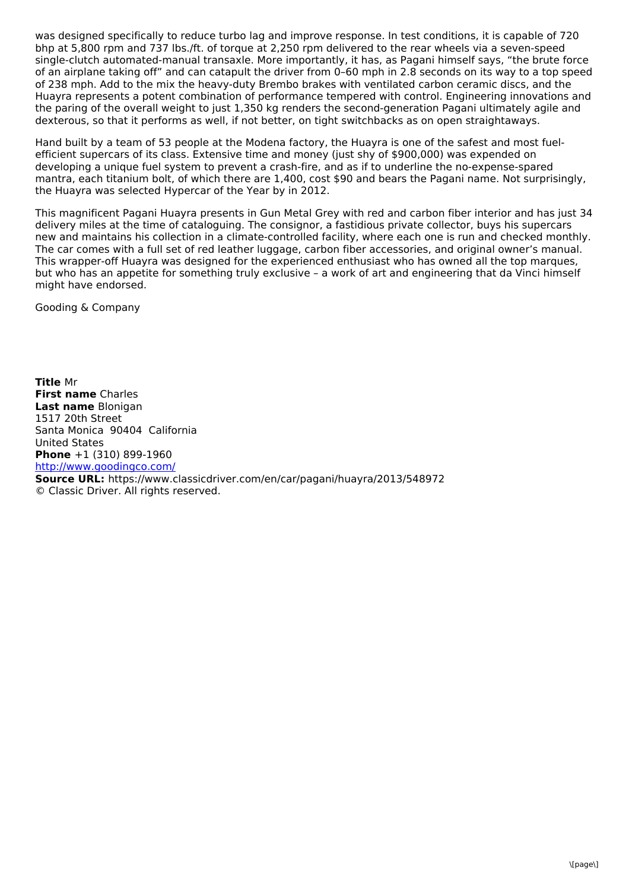was designed specifically to reduce turbo lag and improve response. In test conditions, it is capable of 720 bhp at 5,800 rpm and 737 lbs./ft. of torque at 2,250 rpm delivered to the rear wheels via a seven-speed single-clutch automated-manual transaxle. More importantly, it has, as Pagani himself says, “the brute force of an airplane taking off” and can catapult the driver from 0–60 mph in 2.8 seconds on its way to a top speed of 238 mph. Add to the mix the heavy-duty Brembo brakes with ventilated carbon ceramic discs, and the Huayra represents a potent combination of performance tempered with control. Engineering innovations and the paring of the overall weight to just 1,350 kg renders the second-generation Pagani ultimately agile and dexterous, so that it performs as well, if not better, on tight switchbacks as on open straightaways.

Hand built by a team of 53 people at the Modena factory, the Huayra is one of the safest and most fuel-efficient supercars of its class. Extensive time and money (just shy of $900,000) was expended on developing a unique fuel system to prevent a crash-fire, and as if to underline the no-expense-spared mantra, each titanium bolt, of which there are 1,400, cost $90 and bears the Pagani name. Not surprisingly, the Huayra was selected Hypercar of the Year by in 2012.

This magnificent Pagani Huayra presents in Gun Metal Grey with red and carbon fiber interior and has just 34 delivery miles at the time of cataloguing. The consignor, a fastidious private collector, buys his supercars new and maintains his collection in a climate-controlled facility, where each one is run and checked monthly. The car comes with a full set of red leather luggage, carbon fiber accessories, and original owner’s manual. This wrapper-off Huayra was designed for the experienced enthusiast who has owned all the top marques, but who has an appetite for something truly exclusive – a work of art and engineering that da Vinci himself might have endorsed.

Gooding & Company

**Title** Mr
**First name** Charles
**Last name** Blonigan
1517 20th Street
Santa Monica 90404 California
United States
**Phone** +1 (310) 899-1960
http://www.goodingco.com/
**Source URL:** https://www.classicdriver.com/en/car/pagani/huayra/2013/548972
© Classic Driver. All rights reserved.